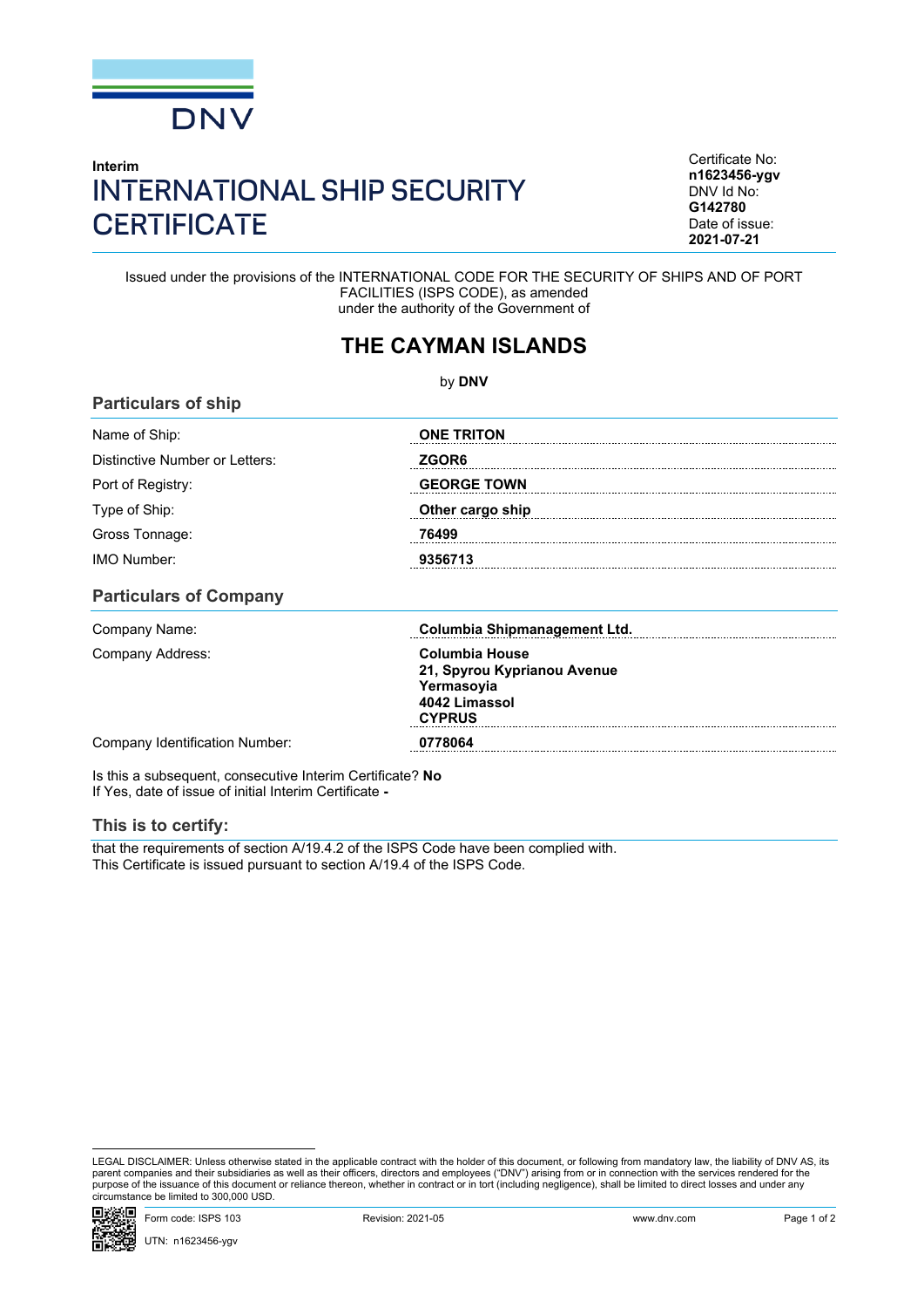DNV

**Interim**

# INTERNATIONAL SHIP SECURITY CERTIFICATE

Certificate No:
**n1623456-ygv**
DNV Id No:
**G142780**
Date of issue:
**2021-07-21**

Issued under the provisions of the INTERNATIONAL CODE FOR THE SECURITY OF SHIPS AND OF PORT FACILITIES (ISPS CODE), as amended
under the authority of the Government of

## THE CAYMAN ISLANDS

by **DNV**

### Particulars of ship

| | |
|---|---|
| Name of Ship: | **ONE TRITON** |
| Distinctive Number or Letters: | **ZGOR6** |
| Port of Registry: | **GEORGE TOWN** |
| Type of Ship: | **Other cargo ship** |
| Gross Tonnage: | **76499** |
| IMO Number: | **9356713** |

### Particulars of Company

| | |
|---|---|
| Company Name: | **Columbia Shipmanagement Ltd.** |
| Company Address: | **Columbia House<br>21, Spyrou Kyprianou Avenue<br>Yermasoyia<br>4042 Limassol<br>CYPRUS** |
| Company Identification Number: | **0778064** |

Is this a subsequent, consecutive Interim Certificate? **No**
If Yes, date of issue of initial Interim Certificate **-**

### This is to certify:

that the requirements of section A/19.4.2 of the ISPS Code have been complied with.
This Certificate is issued pursuant to section A/19.4 of the ISPS Code.

LEGAL DISCLAIMER: Unless otherwise stated in the applicable contract with the holder of this document, or following from mandatory law, the liability of DNV AS, its parent companies and their subsidiaries as well as their officers, directors and employees ("DNV") arising from or in connection with the services rendered for the purpose of the issuance of this document or reliance thereon, whether in contract or in tort (including negligence), shall be limited to direct losses and under any circumstance be limited to 300,000 USD.

Form code: ISPS 103 | Revision: 2021-05 | www.dnv.com

UTN: n1623456-ygv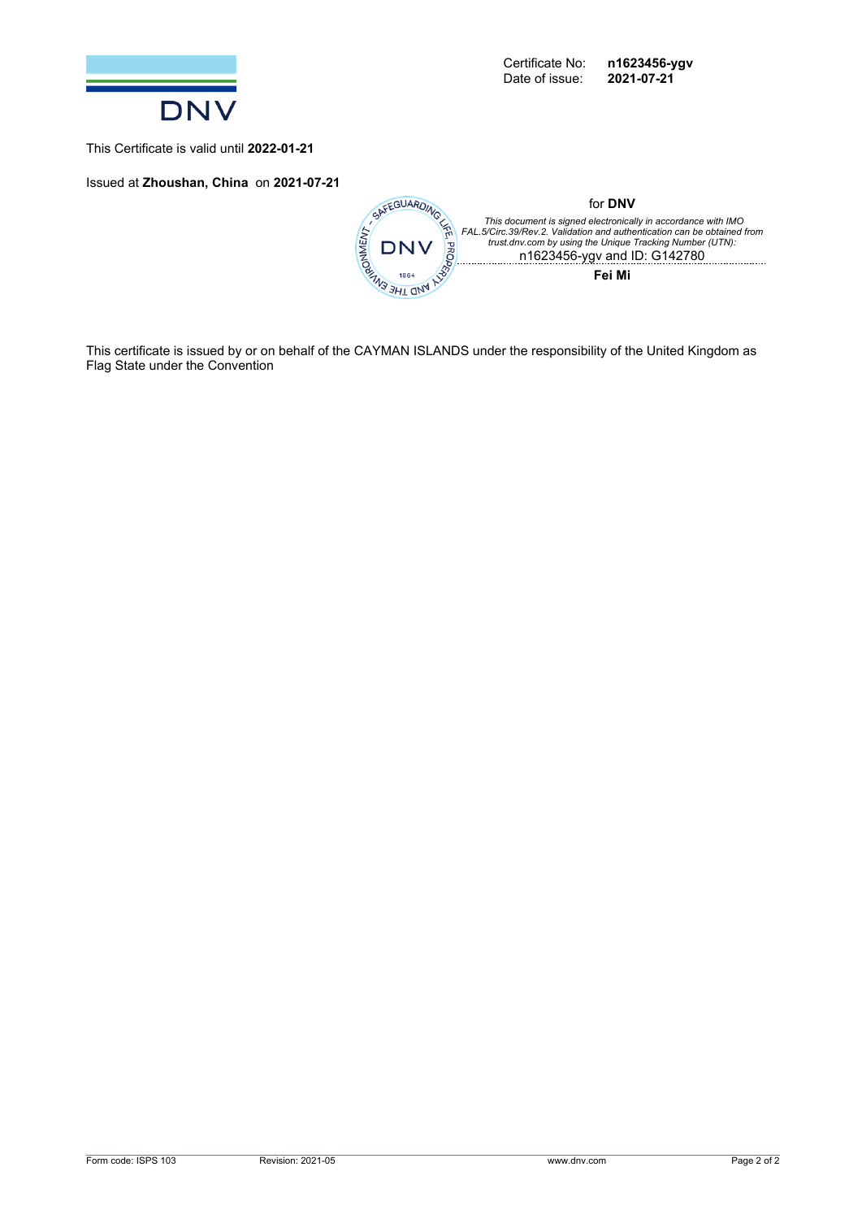Certificate No: **n1623456-ygv**
Date of issue: **2021-07-21**

This Certificate is valid until **2022-01-21**

Issued at **Zhoushan, China** on **2021-07-21**

for **DNV**

*This document is signed electronically in accordance with IMO FAL.5/Circ.39/Rev.2. Validation and authentication can be obtained from trust.dnv.com by using the Unique Tracking Number (UTN):*
n1623456-ygv and ID: G142780

**Fei Mi**

This certificate is issued by or on behalf of the CAYMAN ISLANDS under the responsibility of the United Kingdom as Flag State under the Convention

Form code: ISPS 103 Revision: 2021-05 www.dnv.com